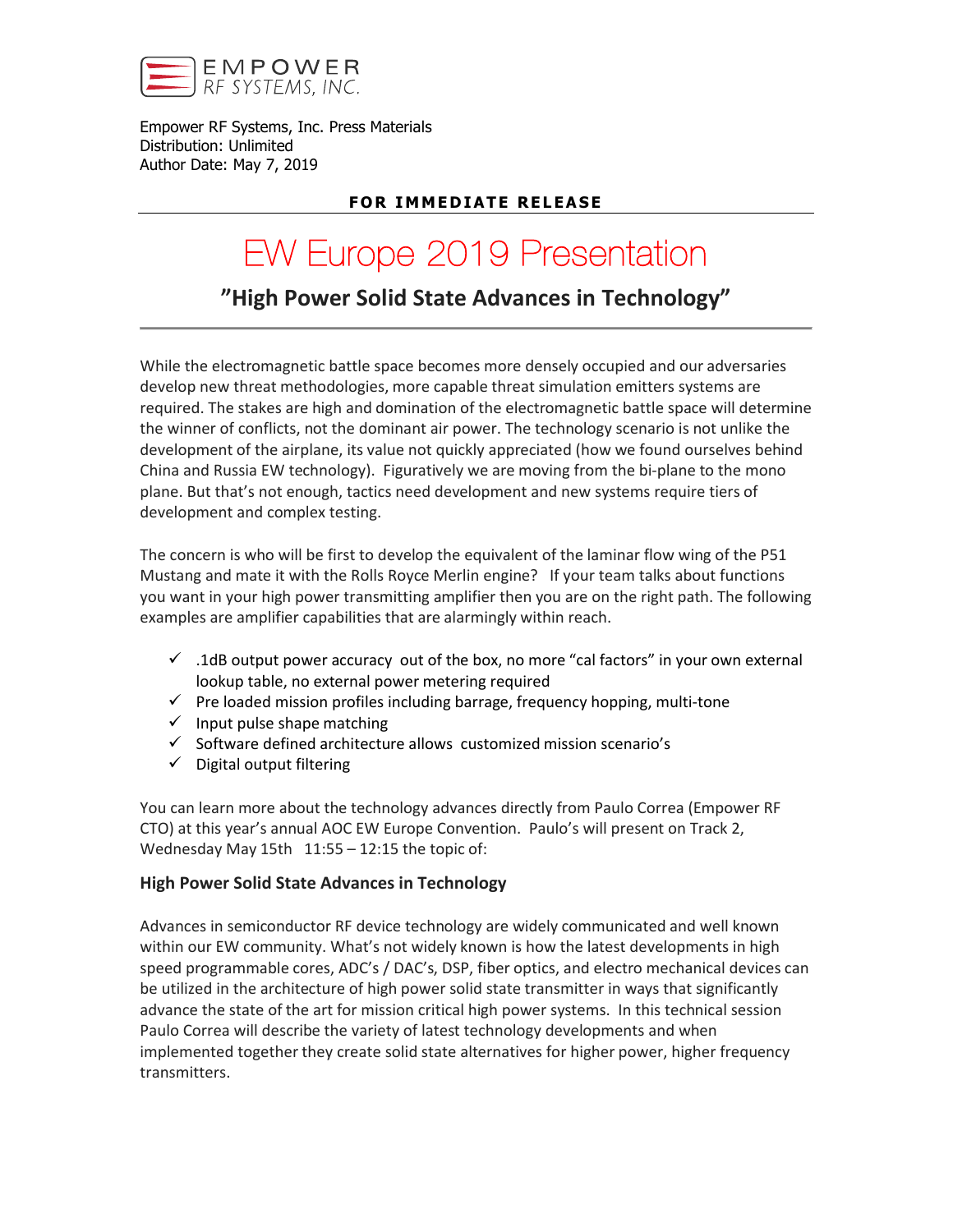EMPOWER
RF SYSTEMS, INC.

Empower RF Systems, Inc. Press Materials
Distribution: Unlimited
Author Date: May 7, 2019

**FOR IMMEDIATE RELEASE**

# EW Europe 2019 Presentation

## ”High Power Solid State Advances in Technology”

While the electromagnetic battle space becomes more densely occupied and our adversaries develop new threat methodologies, more capable threat simulation emitters systems are required. The stakes are high and domination of the electromagnetic battle space will determine the winner of conflicts, not the dominant air power. The technology scenario is not unlike the development of the airplane, its value not quickly appreciated (how we found ourselves behind China and Russia EW technology). Figuratively we are moving from the bi-plane to the mono plane. But that's not enough, tactics need development and new systems require tiers of development and complex testing.

The concern is who will be first to develop the equivalent of the laminar flow wing of the P51 Mustang and mate it with the Rolls Royce Merlin engine? If your team talks about functions you want in your high power transmitting amplifier then you are on the right path. The following examples are amplifier capabilities that are alarmingly within reach.

- ✓ .1dB output power accuracy out of the box, no more "cal factors" in your own external lookup table, no external power metering required
- ✓ Pre loaded mission profiles including barrage, frequency hopping, multi-tone
- ✓ Input pulse shape matching
- ✓ Software defined architecture allows customized mission scenario's
- ✓ Digital output filtering

You can learn more about the technology advances directly from Paulo Correa (Empower RF CTO) at this year's annual AOC EW Europe Convention. Paulo's will present on Track 2, Wednesday May 15th 11:55 – 12:15 the topic of:

### High Power Solid State Advances in Technology

Advances in semiconductor RF device technology are widely communicated and well known within our EW community. What's not widely known is how the latest developments in high speed programmable cores, ADC's / DAC's, DSP, fiber optics, and electro mechanical devices can be utilized in the architecture of high power solid state transmitter in ways that significantly advance the state of the art for mission critical high power systems. In this technical session Paulo Correa will describe the variety of latest technology developments and when implemented together they create solid state alternatives for higher power, higher frequency transmitters.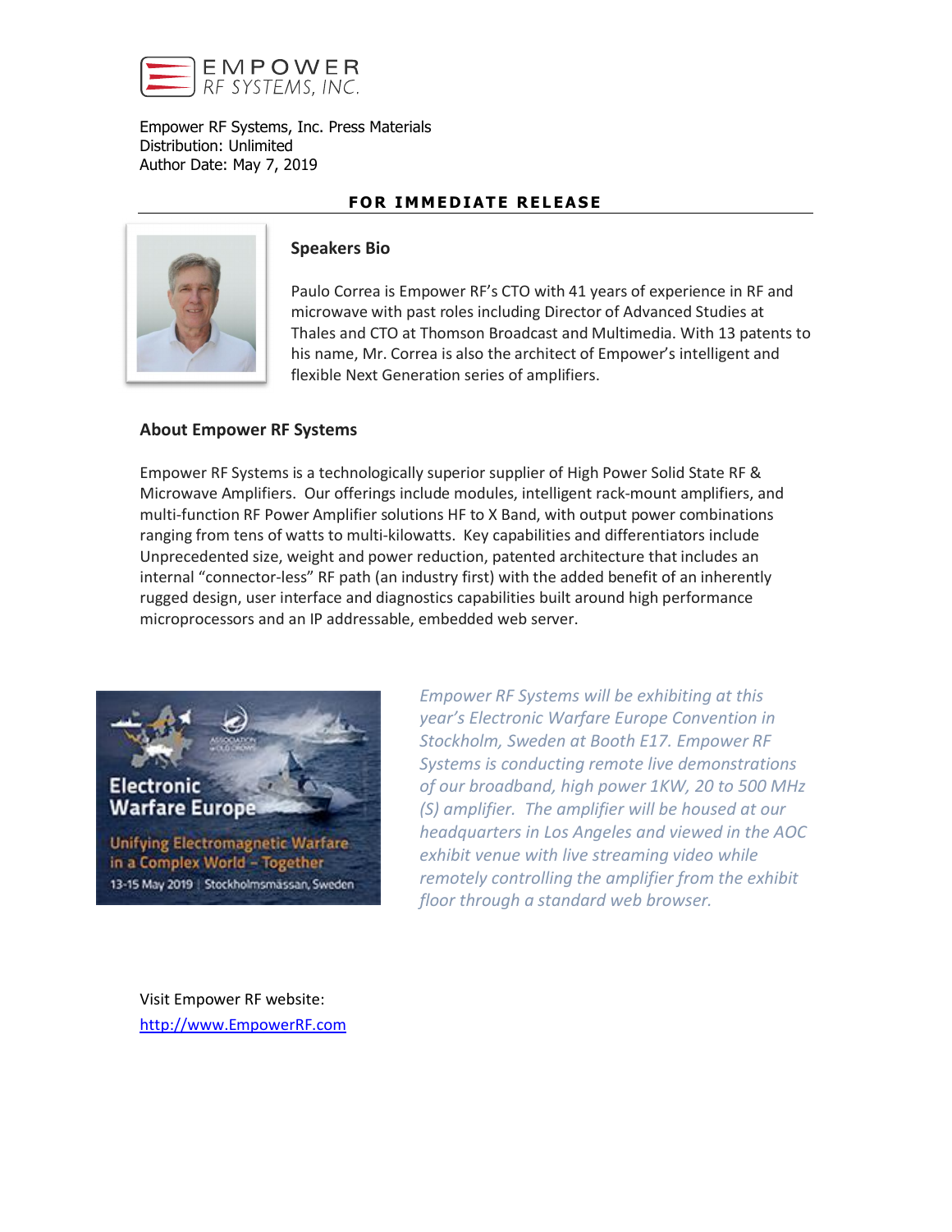EMPOWER RF SYSTEMS, INC.

Empower RF Systems, Inc. Press Materials
Distribution: Unlimited
Author Date: May 7, 2019

**FOR IMMEDIATE RELEASE**

---

### Speakers Bio

Paulo Correa is Empower RF's CTO with 41 years of experience in RF and microwave with past roles including Director of Advanced Studies at Thales and CTO at Thomson Broadcast and Multimedia. With 13 patents to his name, Mr. Correa is also the architect of Empower's intelligent and flexible Next Generation series of amplifiers.

### About Empower RF Systems

Empower RF Systems is a technologically superior supplier of High Power Solid State RF & Microwave Amplifiers. Our offerings include modules, intelligent rack-mount amplifiers, and multi-function RF Power Amplifier solutions HF to X Band, with output power combinations ranging from tens of watts to multi-kilowatts. Key capabilities and differentiators include Unprecedented size, weight and power reduction, patented architecture that includes an internal "connector-less" RF path (an industry first) with the added benefit of an inherently rugged design, user interface and diagnostics capabilities built around high performance microprocessors and an IP addressable, embedded web server.

Electronic Warfare Europe
Unifying Electromagnetic Warfare in a Complex World – Together
13-15 May 2019 | Stockholmsmässan, Sweden

*Empower RF Systems will be exhibiting at this year's Electronic Warfare Europe Convention in Stockholm, Sweden at Booth E17. Empower RF Systems is conducting remote live demonstrations of our broadband, high power 1KW, 20 to 500 MHz (S) amplifier. The amplifier will be housed at our headquarters in Los Angeles and viewed in the AOC exhibit venue with live streaming video while remotely controlling the amplifier from the exhibit floor through a standard web browser.*

Visit Empower RF website:
[http://www.EmpowerRF.com](http://www.EmpowerRF.com)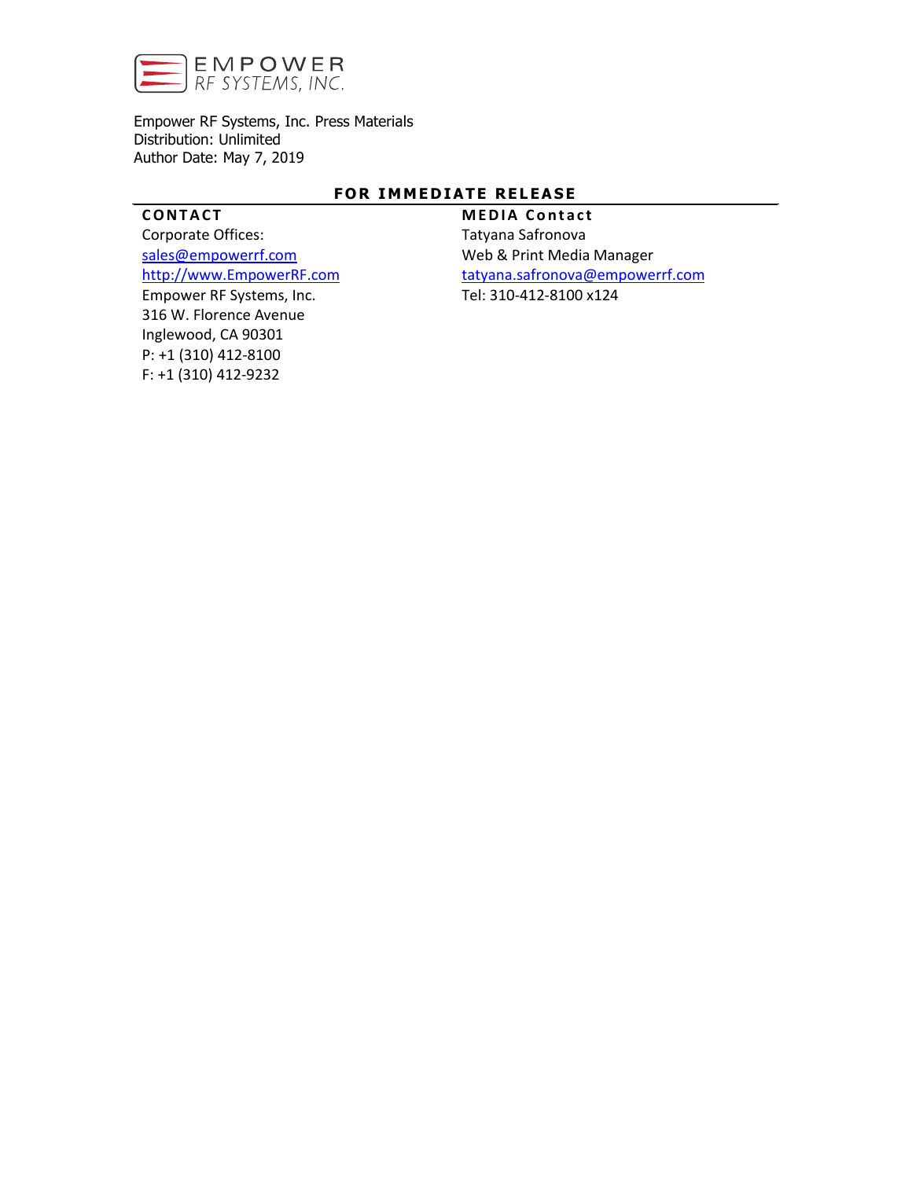EMPOWER
RF SYSTEMS, INC.

Empower RF Systems, Inc. Press Materials
Distribution: Unlimited
Author Date: May 7, 2019

**FOR IMMEDIATE RELEASE**

**CONTACT**
Corporate Offices:
sales@empowerrf.com
http://www.EmpowerRF.com
Empower RF Systems, Inc.
316 W. Florence Avenue
Inglewood, CA 90301
P: +1 (310) 412-8100
F: +1 (310) 412-9232

**MEDIA Contact**
Tatyana Safronova
Web & Print Media Manager
tatyana.safronova@empowerrf.com
Tel: 310-412-8100 x124